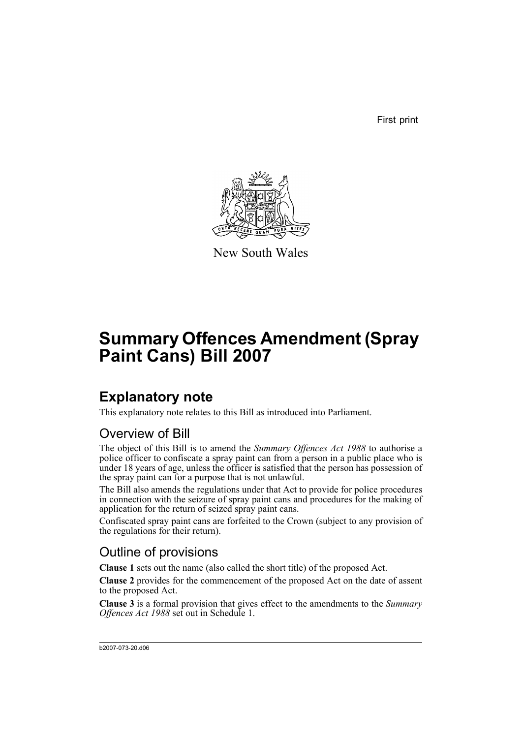First print

New South Wales

# Summary Offences Amendment (Spray Paint Cans) Bill 2007

## Explanatory note

This explanatory note relates to this Bill as introduced into Parliament.

### Overview of Bill

The object of this Bill is to amend the *Summary Offences Act 1988* to authorise a police officer to confiscate a spray paint can from a person in a public place who is under 18 years of age, unless the officer is satisfied that the person has possession of the spray paint can for a purpose that is not unlawful.

The Bill also amends the regulations under that Act to provide for police procedures in connection with the seizure of spray paint cans and procedures for the making of application for the return of seized spray paint cans.

Confiscated spray paint cans are forfeited to the Crown (subject to any provision of the regulations for their return).

### Outline of provisions

**Clause 1** sets out the name (also called the short title) of the proposed Act.

**Clause 2** provides for the commencement of the proposed Act on the date of assent to the proposed Act.

**Clause 3** is a formal provision that gives effect to the amendments to the *Summary Offences Act 1988* set out in Schedule 1.

b2007-073-20.d06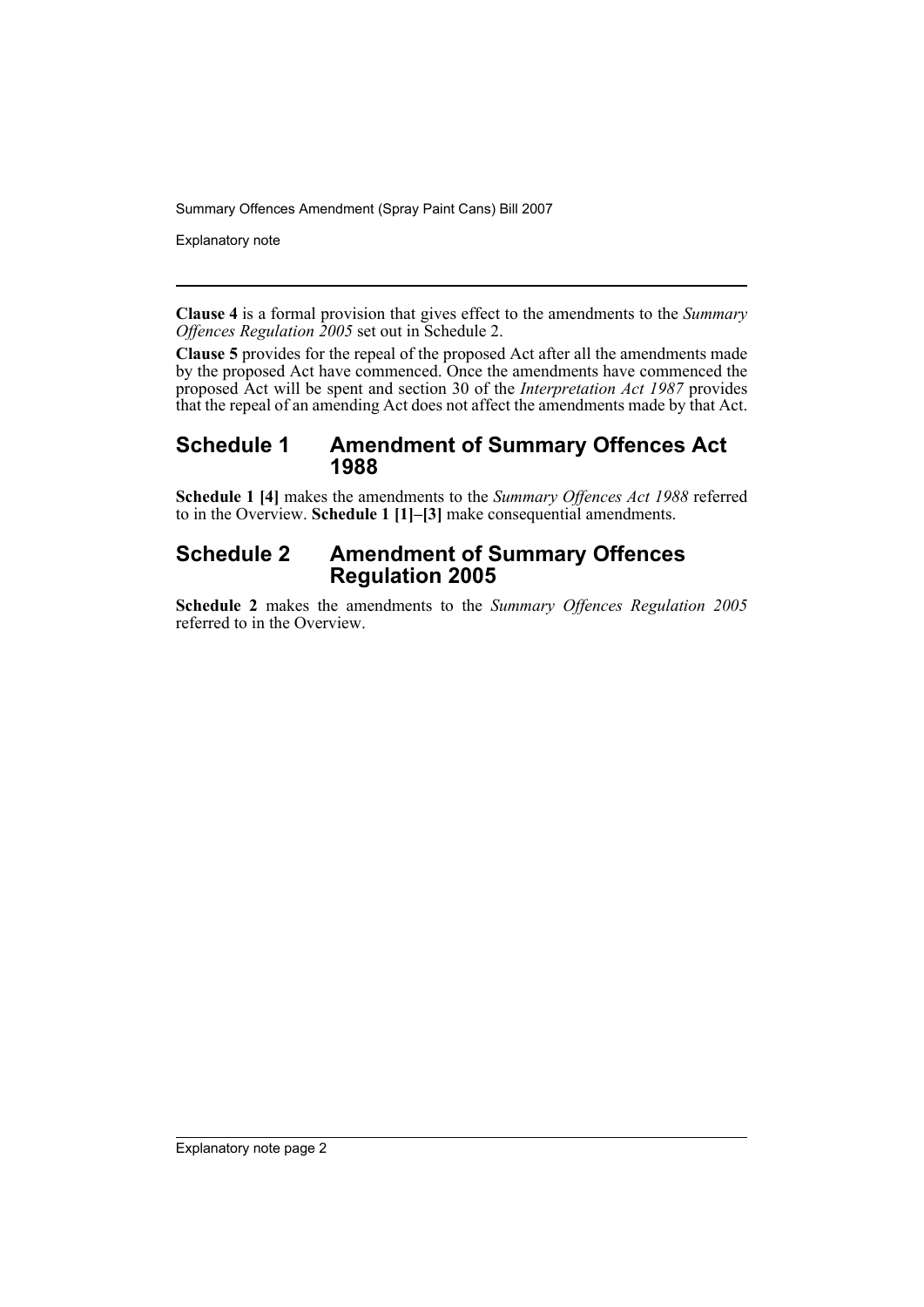**Clause 4** is a formal provision that gives effect to the amendments to the *Summary Offences Regulation 2005* set out in Schedule 2.

**Clause 5** provides for the repeal of the proposed Act after all the amendments made by the proposed Act have commenced. Once the amendments have commenced the proposed Act will be spent and section 30 of the *Interpretation Act 1987* provides that the repeal of an amending Act does not affect the amendments made by that Act.

## Schedule 1 Amendment of Summary Offences Act 1988

**Schedule 1 [4]** makes the amendments to the *Summary Offences Act 1988* referred to in the Overview. **Schedule 1 [1]–[3]** make consequential amendments.

## Schedule 2 Amendment of Summary Offences Regulation 2005

**Schedule 2** makes the amendments to the *Summary Offences Regulation 2005* referred to in the Overview.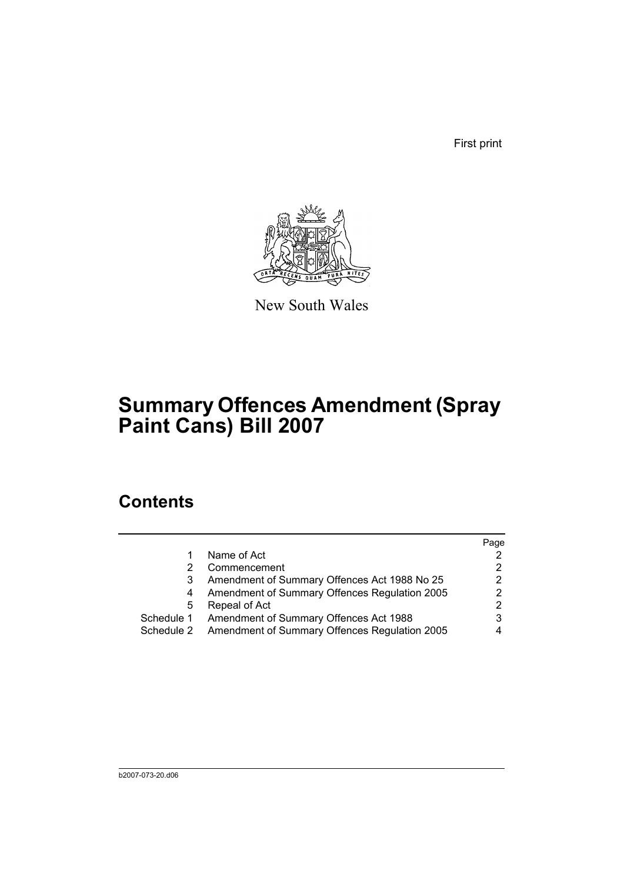First print

New South Wales

# Summary Offences Amendment (Spray Paint Cans) Bill 2007

## Contents

| | | Page |
|---|---|---|
| 1 | Name of Act | 2 |
| 2 | Commencement | 2 |
| 3 | Amendment of Summary Offences Act 1988 No 25 | 2 |
| 4 | Amendment of Summary Offences Regulation 2005 | 2 |
| 5 | Repeal of Act | 2 |
| Schedule 1 | Amendment of Summary Offences Act 1988 | 3 |
| Schedule 2 | Amendment of Summary Offences Regulation 2005 | 4 |

b2007-073-20.d06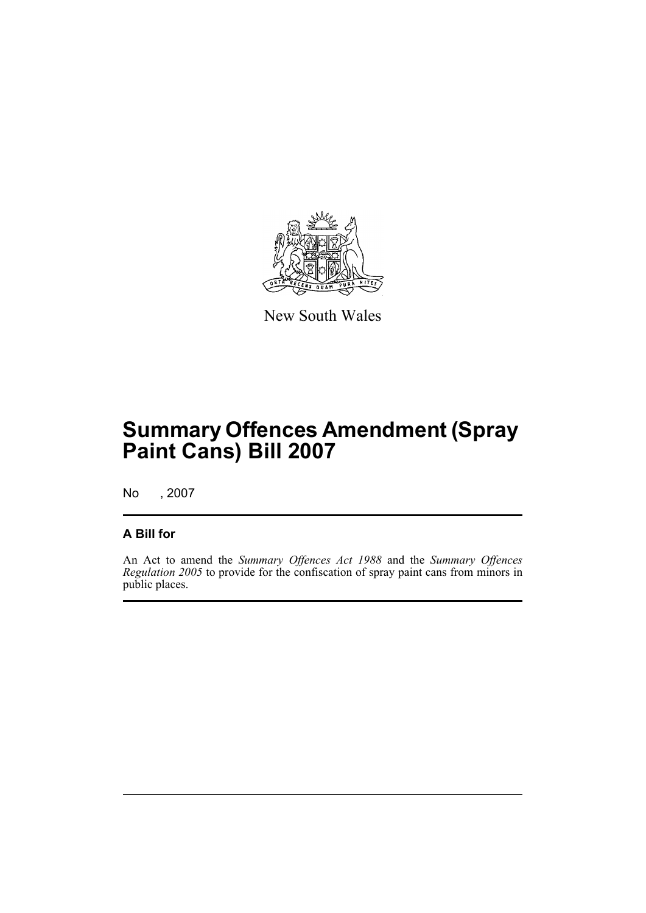New South Wales

# Summary Offences Amendment (Spray Paint Cans) Bill 2007

No , 2007

## A Bill for

An Act to amend the *Summary Offences Act 1988* and the *Summary Offences Regulation 2005* to provide for the confiscation of spray paint cans from minors in public places.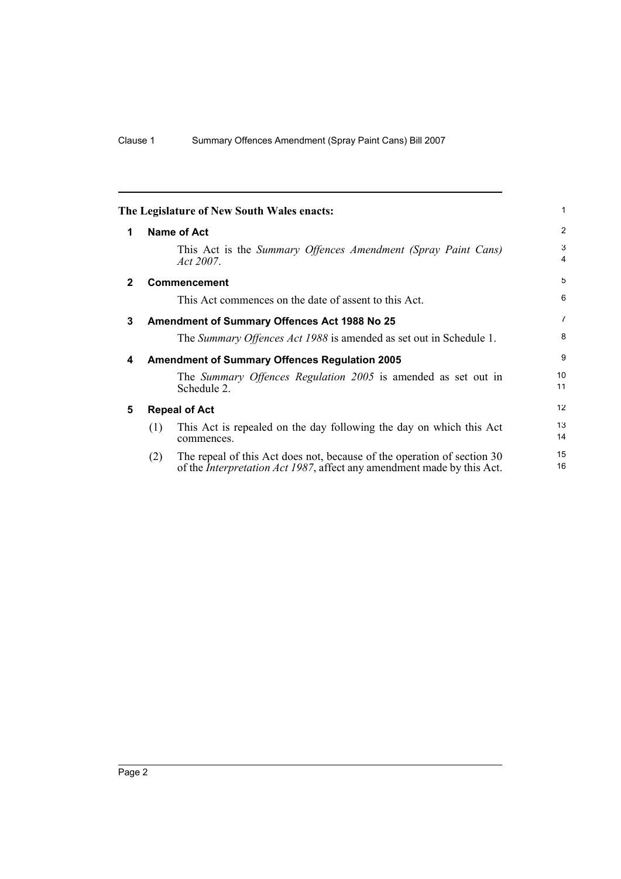The Legislature of New South Wales enacts:

## 1 Name of Act

This Act is the *Summary Offences Amendment (Spray Paint Cans) Act 2007*.

## 2 Commencement

This Act commences on the date of assent to this Act.

## 3 Amendment of Summary Offences Act 1988 No 25

The *Summary Offences Act 1988* is amended as set out in Schedule 1.

## 4 Amendment of Summary Offences Regulation 2005

The *Summary Offences Regulation 2005* is amended as set out in Schedule 2.

## 5 Repeal of Act

(1) This Act is repealed on the day following the day on which this Act commences.

(2) The repeal of this Act does not, because of the operation of section 30 of the *Interpretation Act 1987*, affect any amendment made by this Act.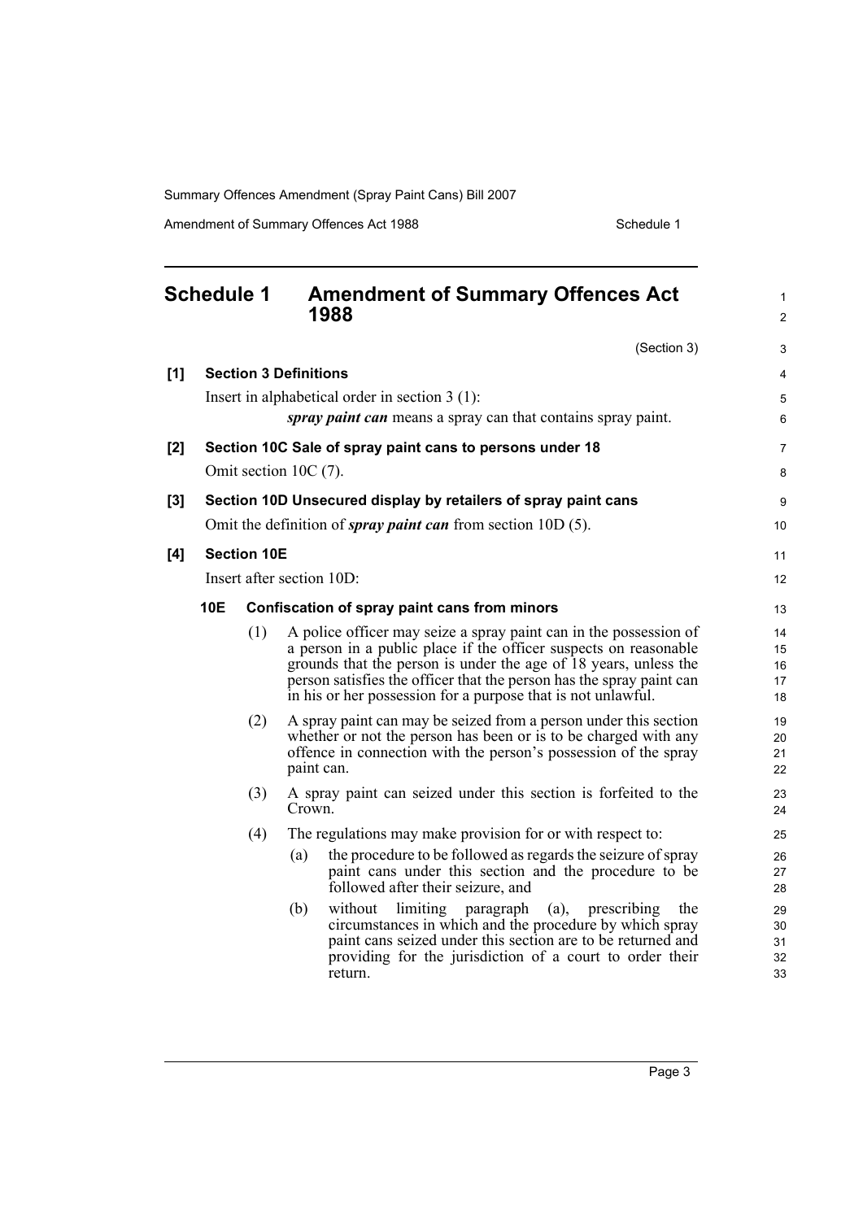## Schedule 1 Amendment of Summary Offences Act 1988

(Section 3)

**[1] Section 3 Definitions**

Insert in alphabetical order in section 3 (1):

> ***spray paint can*** means a spray can that contains spray paint.

**[2] Section 10C Sale of spray paint cans to persons under 18**

Omit section 10C (7).

**[3] Section 10D Unsecured display by retailers of spray paint cans**

Omit the definition of ***spray paint can*** from section 10D (5).

**[4] Section 10E**

Insert after section 10D:

**10E Confiscation of spray paint cans from minors**

(1) A police officer may seize a spray paint can in the possession of a person in a public place if the officer suspects on reasonable grounds that the person is under the age of 18 years, unless the person satisfies the officer that the person has the spray paint can in his or her possession for a purpose that is not unlawful.

(2) A spray paint can may be seized from a person under this section whether or not the person has been or is to be charged with any offence in connection with the person's possession of the spray paint can.

(3) A spray paint can seized under this section is forfeited to the Crown.

(4) The regulations may make provision for or with respect to:

(a) the procedure to be followed as regards the seizure of spray paint cans under this section and the procedure to be followed after their seizure, and

(b) without limiting paragraph (a), prescribing the circumstances in which and the procedure by which spray paint cans seized under this section are to be returned and providing for the jurisdiction of a court to order their return.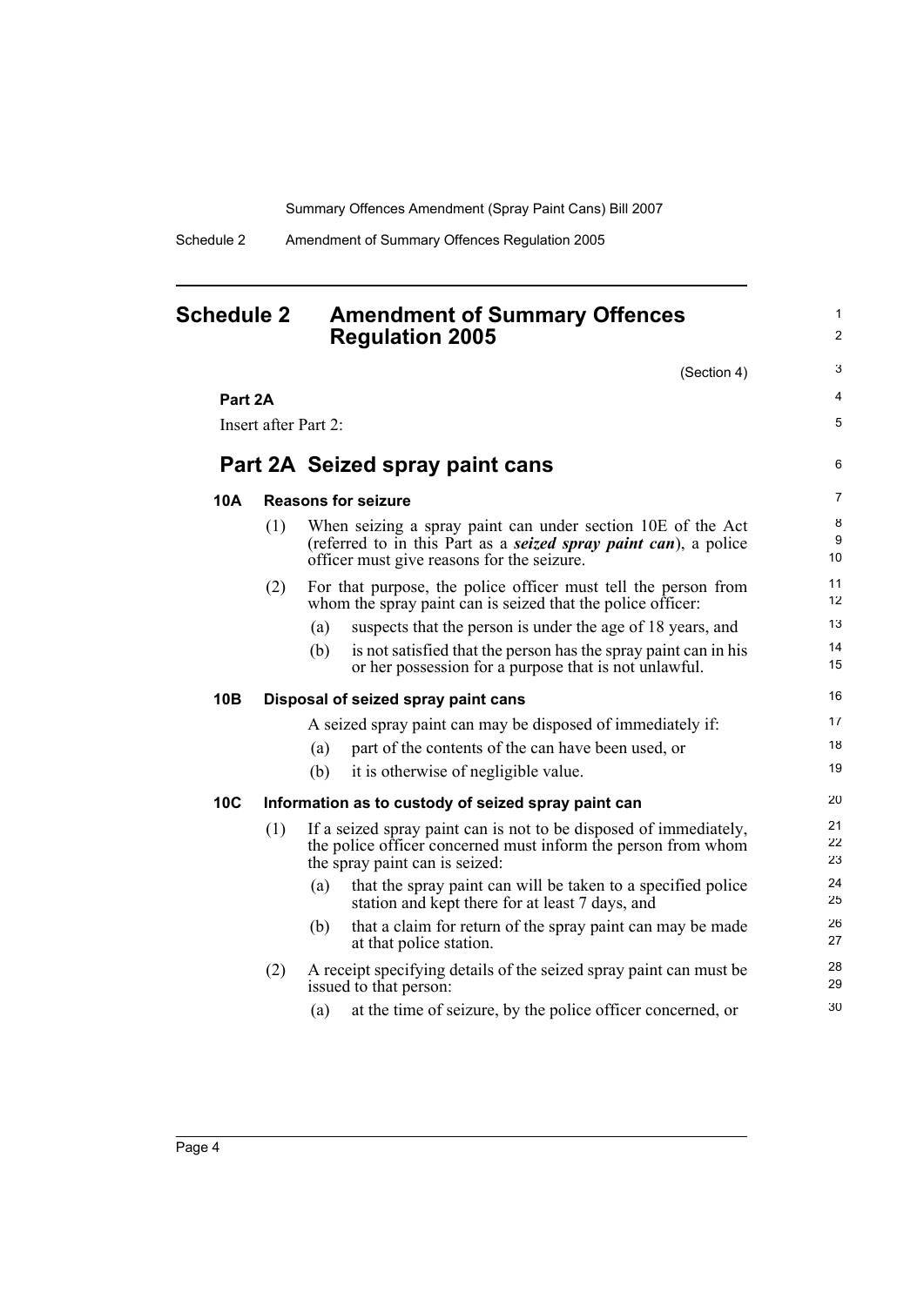# Schedule 2 Amendment of Summary Offences Regulation 2005

(Section 4)

**Part 2A**

Insert after Part 2:

## Part 2A Seized spray paint cans

### 10A Reasons for seizure

(1) When seizing a spray paint can under section 10E of the Act (referred to in this Part as a ***seized spray paint can***), a police officer must give reasons for the seizure.

(2) For that purpose, the police officer must tell the person from whom the spray paint can is seized that the police officer:

- (a) suspects that the person is under the age of 18 years, and
- (b) is not satisfied that the person has the spray paint can in his or her possession for a purpose that is not unlawful.

### 10B Disposal of seized spray paint cans

A seized spray paint can may be disposed of immediately if:

- (a) part of the contents of the can have been used, or
- (b) it is otherwise of negligible value.

### 10C Information as to custody of seized spray paint can

(1) If a seized spray paint can is not to be disposed of immediately, the police officer concerned must inform the person from whom the spray paint can is seized:

- (a) that the spray paint can will be taken to a specified police station and kept there for at least 7 days, and
- (b) that a claim for return of the spray paint can may be made at that police station.

(2) A receipt specifying details of the seized spray paint can must be issued to that person:

- (a) at the time of seizure, by the police officer concerned, or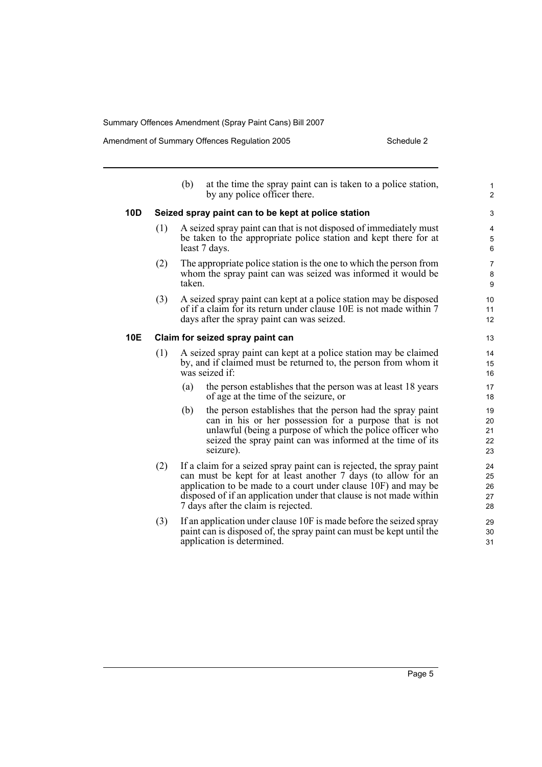(b) at the time the spray paint can is taken to a police station, by any police officer there.

**10D Seized spray paint can to be kept at police station**

(1) A seized spray paint can that is not disposed of immediately must be taken to the appropriate police station and kept there for at least 7 days.

(2) The appropriate police station is the one to which the person from whom the spray paint can was seized was informed it would be taken.

(3) A seized spray paint can kept at a police station may be disposed of if a claim for its return under clause 10E is not made within 7 days after the spray paint can was seized.

**10E Claim for seized spray paint can**

(1) A seized spray paint can kept at a police station may be claimed by, and if claimed must be returned to, the person from whom it was seized if:

(a) the person establishes that the person was at least 18 years of age at the time of the seizure, or

(b) the person establishes that the person had the spray paint can in his or her possession for a purpose that is not unlawful (being a purpose of which the police officer who seized the spray paint can was informed at the time of its seizure).

(2) If a claim for a seized spray paint can is rejected, the spray paint can must be kept for at least another 7 days (to allow for an application to be made to a court under clause 10F) and may be disposed of if an application under that clause is not made within 7 days after the claim is rejected.

(3) If an application under clause 10F is made before the seized spray paint can is disposed of, the spray paint can must be kept until the application is determined.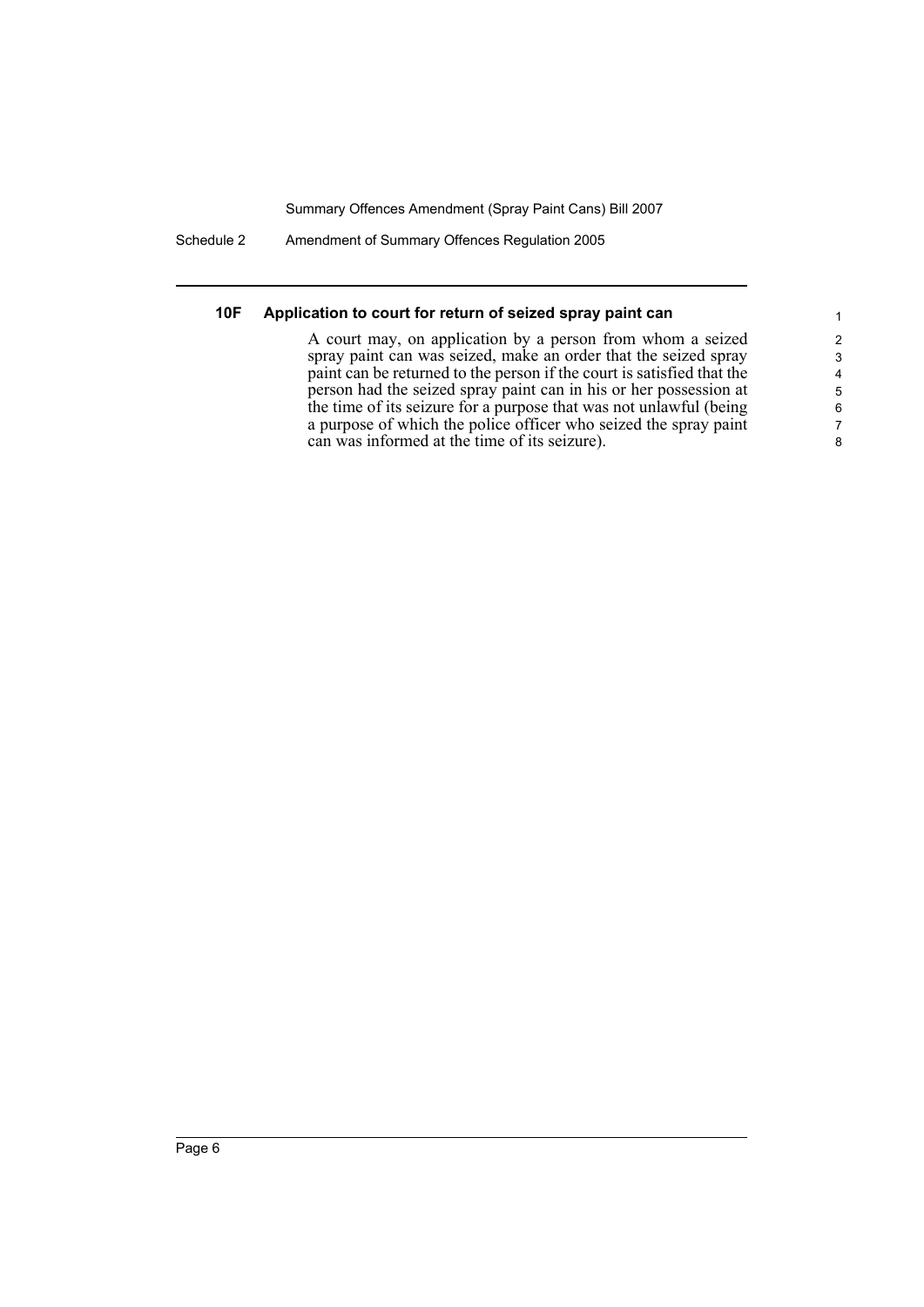### 10F Application to court for return of seized spray paint can

A court may, on application by a person from whom a seized spray paint can was seized, make an order that the seized spray paint can be returned to the person if the court is satisfied that the person had the seized spray paint can in his or her possession at the time of its seizure for a purpose that was not unlawful (being a purpose of which the police officer who seized the spray paint can was informed at the time of its seizure).